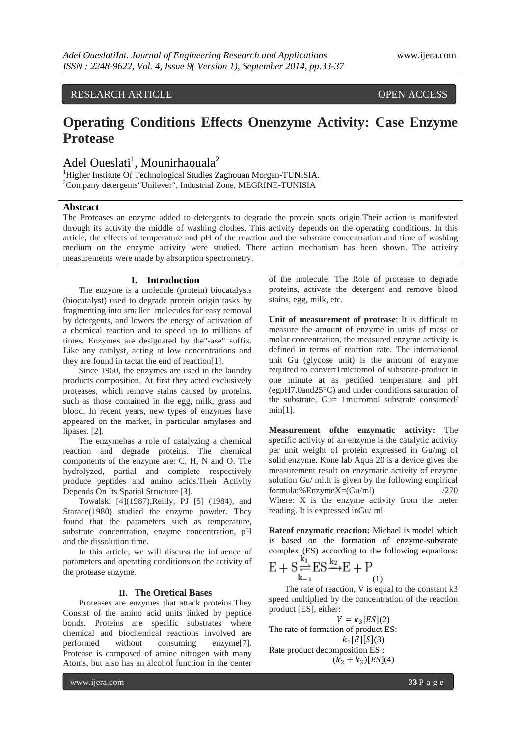RESEARCH ARTICLE OPEN ACCESS

# Operating Conditions Effects Onenzyme Activity: Case Enzyme Protease

Adel Oueslati[1], Mounirhaouala[2]

[1]Higher Institute Of Technological Studies Zaghouan Morgan-TUNISIA.
[2]Company detergents"Unilever", Industrial Zone, MEGRINE-TUNISIA

**Abstract**

The Proteases an enzyme added to detergents to degrade the protein spots origin.Their action is manifested through its activity the middle of washing clothes. This activity depends on the operating conditions. In this article, the effects of temperature and pH of the reaction and the substrate concentration and time of washing medium on the enzyme activity were studied. There action mechanism has been shown. The activity measurements were made by absorption spectrometry.

## I. Introduction

The enzyme is a molecule (protein) biocatalysts (biocatalyst) used to degrade protein origin tasks by fragmenting into smaller molecules for easy removal by detergents, and lowers the energy of activation of a chemical reaction and to speed up to millions of times. Enzymes are designated by the"-ase" suffix. Like any catalyst, acting at low concentrations and they are found in tactat the end of reaction[1].

Since 1960, the enzymes are used in the laundry products composition. At first they acted exclusively proteases, which remove stains caused by proteins, such as those contained in the egg, milk, grass and blood. In recent years, new types of enzymes have appeared on the market, in particular amylases and lipases. [2].

The enzymehas a role of catalyzing a chemical reaction and degrade proteins. The chemical components of the enzyme are: C, H, N and O. The hydrolyzed, partial and complete respectively produce peptides and amino acids.Their Activity Depends On Its Spatial Structure [3].

Towalski [4](1987),Reilly, PJ [5] (1984), and Starace(1980) studied the enzyme powder. They found that the parameters such as temperature, substrate concentration, enzyme concentration, pH and the dissolution time.

In this article, we will discuss the influence of parameters and operating conditions on the activity of the protease enzyme.

## II. The Oretical Bases

Proteases are enzymes that attack proteins.They Consist of the amino acid units linked by peptide bonds. Proteins are specific substrates where chemical and biochemical reactions involved are performed without consuming enzyme[7]. Protease is composed of amine nitrogen with many Atoms, but also has an alcohol function in the center of the molecule. The Role of protease to degrade proteins, activate the detergent and remove blood stains, egg, milk, etc.

**Unit of measurement of protease**: It is difficult to measure the amount of enzyme in units of mass or molar concentration, the measured enzyme activity is defined in terms of reaction rate. The international unit Gu (glycose unit) is the amount of enzyme required to convert1micromol of substrate-product in one minute at as pecified temperature and pH (egpH7.0and25°C) and under conditions saturation of the substrate. Gu= 1micromol substrate consumed/ min[1].

**Measurement ofthe enzymatic activity:** The specific activity of an enzyme is the catalytic activity per unit weight of protein expressed in Gu/mg of solid enzyme. Kone lab Aqua 20 is a device gives the measurement result on enzymatic activity of enzyme solution Gu/ ml.It is given by the following empirical formula:%EnzymeX=(Gu/ml) /270
Where: X is the enzyme activity from the meter reading. It is expressed inGu/ ml.

**Rateof enzymatic reaction:** Michael is model which is based on the formation of enzyme-substrate complex (ES) according to the following equations:

$$E + S \underset{k_{-1}}{\overset{k_1}{\rightleftharpoons}} ES \xrightarrow{k_2} E + P \quad (1)$$

The rate of reaction, V is equal to the constant k3 speed multiplied by the concentration of the reaction product [ES], either:

$$V = k_3[ES] \quad (2)$$

The rate of formation of product ES:

$$k_1[E][S] \quad (3)$$

Rate product decomposition ES :

$$(k_2 + k_3)[ES] \quad (4)$$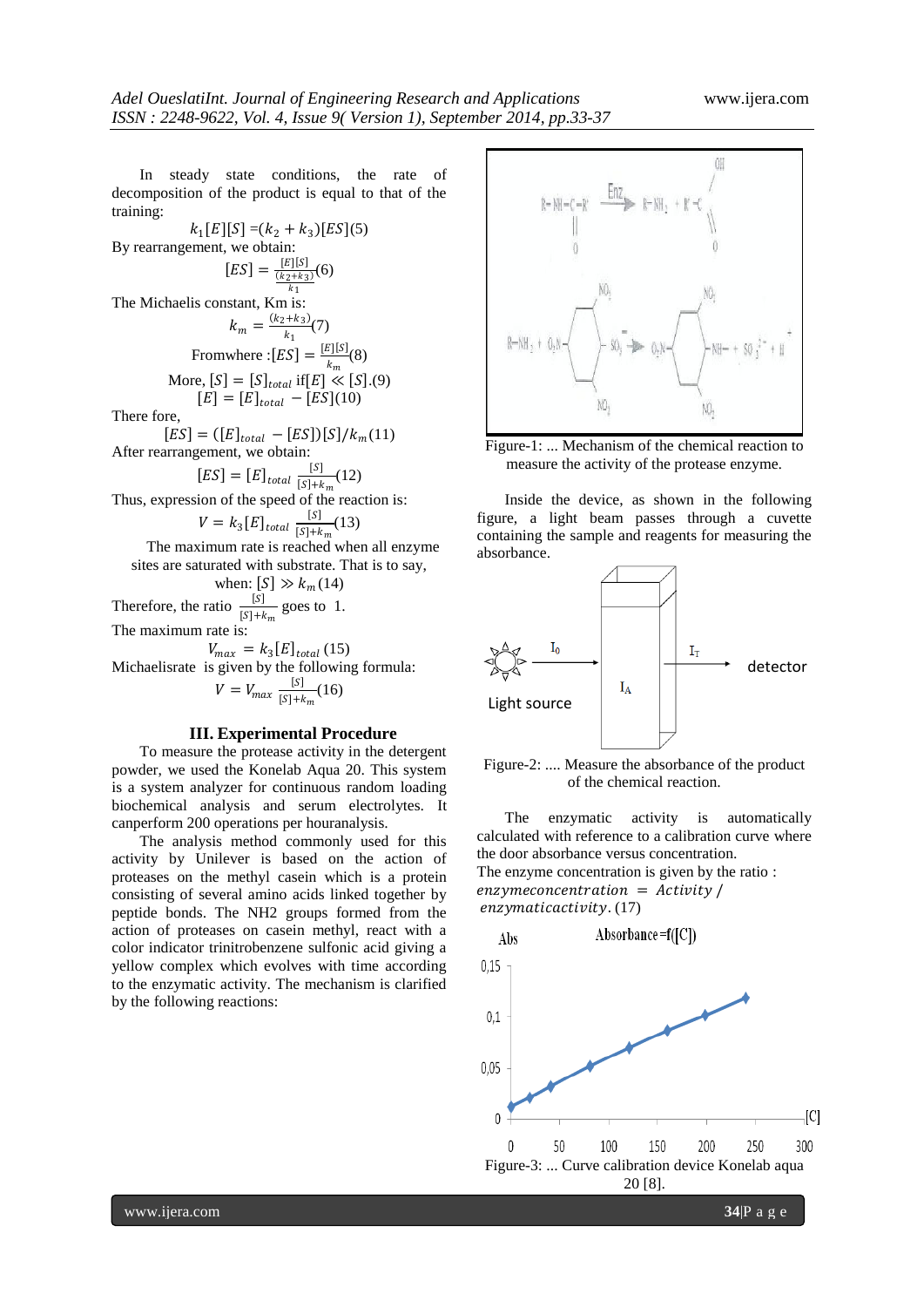In steady state conditions, the rate of decomposition of the product is equal to that of the training:

$$k_1[E][S] = (k_2 + k_3)[ES] (5)$$

By rearrangement, we obtain:

$$[ES] = \frac{[E][S]}{\frac{(k_2+k_3)}{k_1}} (6)$$

The Michaelis constant, Km is:

$$k_m = \frac{(k_2+k_3)}{k_1} (7)$$

$$\text{From where}: [ES] = \frac{[E][S]}{k_m} (8)$$

$$\text{More, } [S] = [S]_{total} \text{ if } [E] \ll [S]. (9)$$

$$[E] = [E]_{total} - [ES] (10)$$

There fore,

$$[ES] = ([E]_{total} - [ES])[S]/k_m (11)$$

After rearrangement, we obtain:

$$[ES] = [E]_{total} \frac{[S]}{[S]+k_m} (12)$$

Thus, expression of the speed of the reaction is:

$$V = k_3[E]_{total} \frac{[S]}{[S]+k_m} (13)$$

The maximum rate is reached when all enzyme sites are saturated with substrate. That is to say, when: $[S] \gg k_m$ (14)

Therefore, the ratio $\frac{[S]}{[S]+k_m}$ goes to 1.

The maximum rate is:

$$V_{max} = k_3[E]_{total} (15)$$

Michaelisrate is given by the following formula:

$$V = V_{max} \frac{[S]}{[S]+k_m} (16)$$

## III. Experimental Procedure

To measure the protease activity in the detergent powder, we used the Konelab Aqua 20. This system is a system analyzer for continuous random loading biochemical analysis and serum electrolytes. It canperform 200 operations per houranalysis.

The analysis method commonly used for this activity by Unilever is based on the action of proteases on the methyl casein which is a protein consisting of several amino acids linked together by peptide bonds. The NH2 groups formed from the action of proteases on casein methyl, react with a color indicator trinitrobenzene sulfonic acid giving a yellow complex which evolves with time according to the enzymatic activity. The mechanism is clarified by the following reactions:

Figure-1: ... Mechanism of the chemical reaction to measure the activity of the protease enzyme.

Inside the device, as shown in the following figure, a light beam passes through a cuvette containing the sample and reagents for measuring the absorbance.

Figure-2: .... Measure the absorbance of the product of the chemical reaction.

The enzymatic activity is automatically calculated with reference to a calibration curve where the door absorbance versus concentration.

The enzyme concentration is given by the ratio :

$enzyme concentration = Activity / enzymatic activity$. (17)

Figure-3: ... Curve calibration device Konelab aqua 20 [8].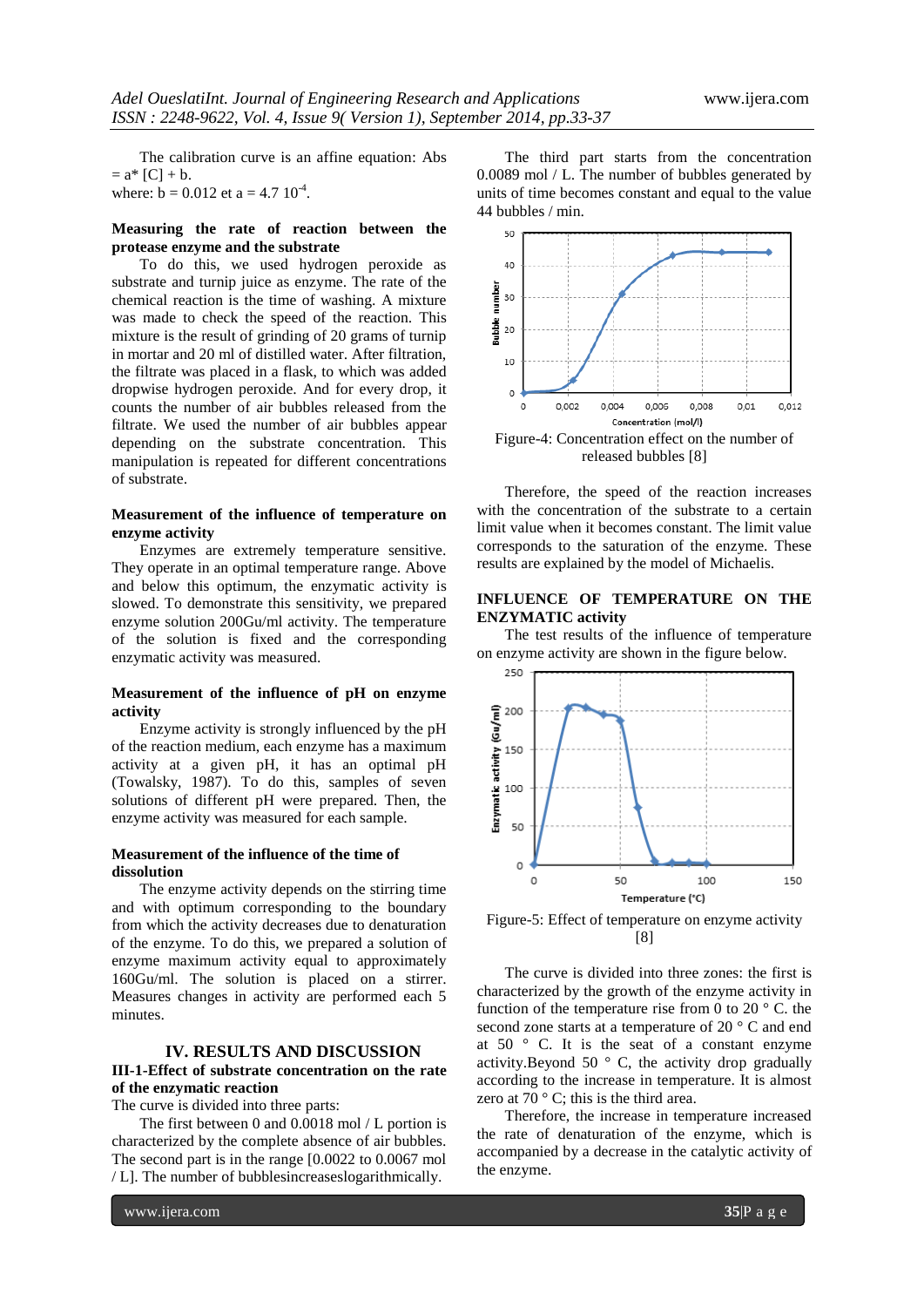The calibration curve is an affine equation: Abs = a* [C] + b.
where: b = 0.012 et a = 4.7 $10^{-4}$.

**Measuring the rate of reaction between the protease enzyme and the substrate**

To do this, we used hydrogen peroxide as substrate and turnip juice as enzyme. The rate of the chemical reaction is the time of washing. A mixture was made to check the speed of the reaction. This mixture is the result of grinding of 20 grams of turnip in mortar and 20 ml of distilled water. After filtration, the filtrate was placed in a flask, to which was added dropwise hydrogen peroxide. And for every drop, it counts the number of air bubbles released from the filtrate. We used the number of air bubbles appear depending on the substrate concentration. This manipulation is repeated for different concentrations of substrate.

**Measurement of the influence of temperature on enzyme activity**

Enzymes are extremely temperature sensitive. They operate in an optimal temperature range. Above and below this optimum, the enzymatic activity is slowed. To demonstrate this sensitivity, we prepared enzyme solution 200Gu/ml activity. The temperature of the solution is fixed and the corresponding enzymatic activity was measured.

**Measurement of the influence of pH on enzyme activity**

Enzyme activity is strongly influenced by the pH of the reaction medium, each enzyme has a maximum activity at a given pH, it has an optimal pH (Towalsky, 1987). To do this, samples of seven solutions of different pH were prepared. Then, the enzyme activity was measured for each sample.

**Measurement of the influence of the time of dissolution**

The enzyme activity depends on the stirring time and with optimum corresponding to the boundary from which the activity decreases due to denaturation of the enzyme. To do this, we prepared a solution of enzyme maximum activity equal to approximately 160Gu/ml. The solution is placed on a stirrer. Measures changes in activity are performed each 5 minutes.

## IV. RESULTS AND DISCUSSION

**III-1-Effect of substrate concentration on the rate of the enzymatic reaction**

The curve is divided into three parts:

The first between 0 and 0.0018 mol / L portion is characterized by the complete absence of air bubbles. The second part is in the range [0.0022 to 0.0067 mol / L]. The number of bubblesincreaseslogarithmically.

The third part starts from the concentration 0.0089 mol / L. The number of bubbles generated by units of time becomes constant and equal to the value 44 bubbles / min.

Figure-4: Concentration effect on the number of released bubbles [8]

Therefore, the speed of the reaction increases with the concentration of the substrate to a certain limit value when it becomes constant. The limit value corresponds to the saturation of the enzyme. These results are explained by the model of Michaelis.

**INFLUENCE OF TEMPERATURE ON THE ENZYMATIC activity**

The test results of the influence of temperature on enzyme activity are shown in the figure below.

Figure-5: Effect of temperature on enzyme activity [8]

The curve is divided into three zones: the first is characterized by the growth of the enzyme activity in function of the temperature rise from 0 to 20 ° C. the second zone starts at a temperature of 20 ° C and end at 50 ° C. It is the seat of a constant enzyme activity.Beyond 50 ° C, the activity drop gradually according to the increase in temperature. It is almost zero at 70 ° C; this is the third area.

Therefore, the increase in temperature increased the rate of denaturation of the enzyme, which is accompanied by a decrease in the catalytic activity of the enzyme.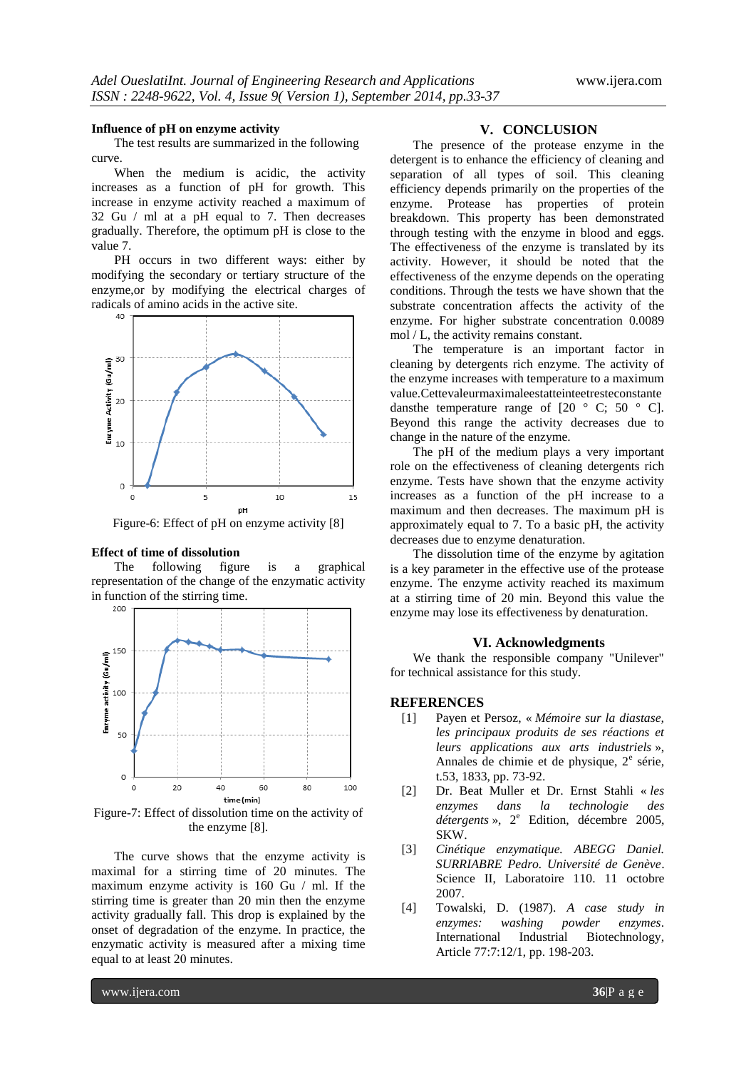### Influence of pH on enzyme activity

The test results are summarized in the following curve.

When the medium is acidic, the activity increases as a function of pH for growth. This increase in enzyme activity reached a maximum of 32 Gu / ml at a pH equal to 7. Then decreases gradually. Therefore, the optimum pH is close to the value 7.

PH occurs in two different ways: either by modifying the secondary or tertiary structure of the enzyme,or by modifying the electrical charges of radicals of amino acids in the active site.

Figure-6: Effect of pH on enzyme activity [8]

### Effect of time of dissolution

The following figure is a graphical representation of the change of the enzymatic activity in function of the stirring time.

Figure-7: Effect of dissolution time on the activity of the enzyme [8].

The curve shows that the enzyme activity is maximal for a stirring time of 20 minutes. The maximum enzyme activity is 160 Gu / ml. If the stirring time is greater than 20 min then the enzyme activity gradually fall. This drop is explained by the onset of degradation of the enzyme. In practice, the enzymatic activity is measured after a mixing time equal to at least 20 minutes.

## V. CONCLUSION

The presence of the protease enzyme in the detergent is to enhance the efficiency of cleaning and separation of all types of soil. This cleaning efficiency depends primarily on the properties of the enzyme. Protease has properties of protein breakdown. This property has been demonstrated through testing with the enzyme in blood and eggs. The effectiveness of the enzyme is translated by its activity. However, it should be noted that the effectiveness of the enzyme depends on the operating conditions. Through the tests we have shown that the substrate concentration affects the activity of the enzyme. For higher substrate concentration 0.0089 mol / L, the activity remains constant.

The temperature is an important factor in cleaning by detergents rich enzyme. The activity of the enzyme increases with temperature to a maximum value.Cettevaleurmaximaleestatteinteetresteconstante dansthe temperature range of [20 ° C; 50 ° C]. Beyond this range the activity decreases due to change in the nature of the enzyme.

The pH of the medium plays a very important role on the effectiveness of cleaning detergents rich enzyme. Tests have shown that the enzyme activity increases as a function of the pH increase to a maximum and then decreases. The maximum pH is approximately equal to 7. To a basic pH, the activity decreases due to enzyme denaturation.

The dissolution time of the enzyme by agitation is a key parameter in the effective use of the protease enzyme. The enzyme activity reached its maximum at a stirring time of 20 min. Beyond this value the enzyme may lose its effectiveness by denaturation.

## VI. Acknowledgments

We thank the responsible company "Unilever" for technical assistance for this study.

## REFERENCES

[1] Payen et Persoz, « *Mémoire sur la diastase, les principaux produits de ses réactions et leurs applications aux arts industriels* », Annales de chimie et de physique, 2[e] série, t.53, 1833, pp. 73-92.

[2] Dr. Beat Muller et Dr. Ernst Stahli « *les enzymes dans la technologie des détergents* », 2[e] Edition, décembre 2005, SKW.

[3] *Cinétique enzymatique. ABEGG Daniel. SURRIABRE Pedro. Université de Genève*. Science II, Laboratoire 110. 11 octobre 2007.

[4] Towalski, D. (1987). *A case study in enzymes: washing powder enzymes*. International Industrial Biotechnology, Article 77:7:12/1, pp. 198-203.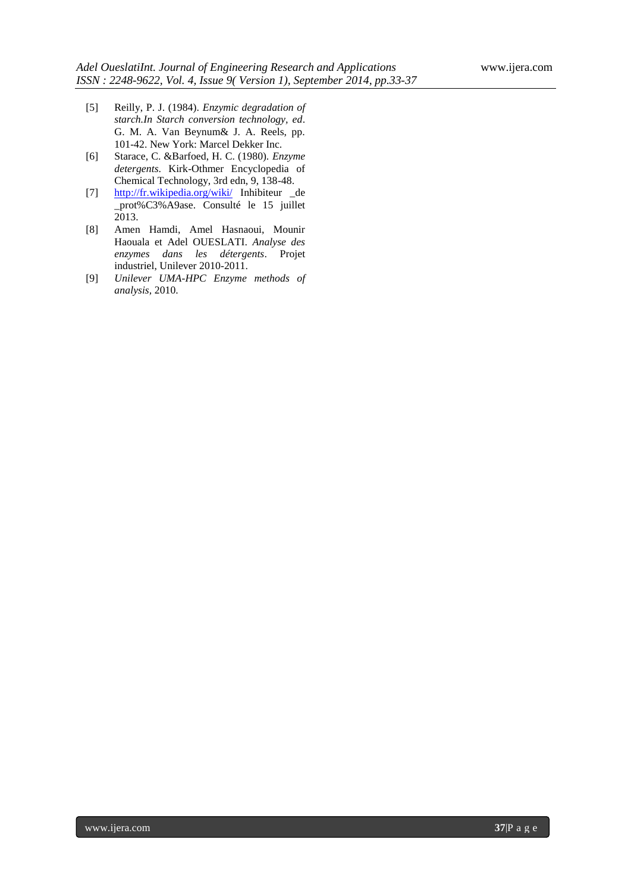[5] Reilly, P. J. (1984). *Enzymic degradation of starch.In Starch conversion technology, ed*. G. M. A. Van Beynum& J. A. Reels, pp. 101-42. New York: Marcel Dekker Inc.

[6] Starace, C. &Barfoed, H. C. (1980). *Enzyme detergents*. Kirk-Othmer Encyclopedia of Chemical Technology, 3rd edn, 9, 138-48.

[7] http://fr.wikipedia.org/wiki/ Inhibiteur _de _prot%C3%A9ase. Consulté le 15 juillet 2013.

[8] Amen Hamdi, Amel Hasnaoui, Mounir Haouala et Adel OUESLATI. *Analyse des enzymes dans les détergents*. Projet industriel, Unilever 2010-2011.

[9] *Unilever UMA-HPC Enzyme methods of analysis*, 2010.